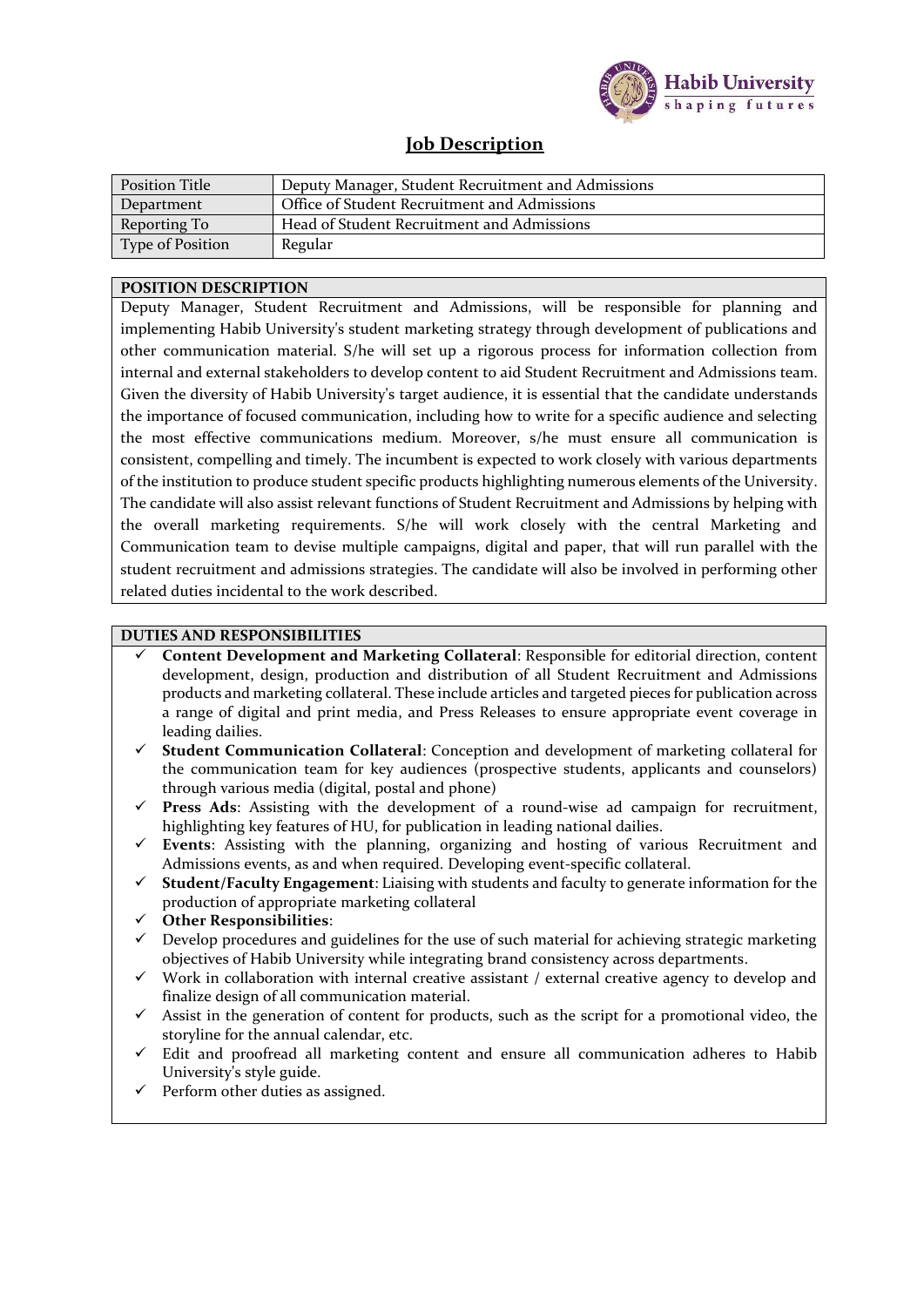Habib University
shaping futures

# Job Description

| Position Title | Deputy Manager, Student Recruitment and Admissions |
|---|---|
| Department | Office of Student Recruitment and Admissions |
| Reporting To | Head of Student Recruitment and Admissions |
| Type of Position | Regular |

## POSITION DESCRIPTION

Deputy Manager, Student Recruitment and Admissions, will be responsible for planning and implementing Habib University's student marketing strategy through development of publications and other communication material. S/he will set up a rigorous process for information collection from internal and external stakeholders to develop content to aid Student Recruitment and Admissions team. Given the diversity of Habib University's target audience, it is essential that the candidate understands the importance of focused communication, including how to write for a specific audience and selecting the most effective communications medium. Moreover, s/he must ensure all communication is consistent, compelling and timely. The incumbent is expected to work closely with various departments of the institution to produce student specific products highlighting numerous elements of the University. The candidate will also assist relevant functions of Student Recruitment and Admissions by helping with the overall marketing requirements. S/he will work closely with the central Marketing and Communication team to devise multiple campaigns, digital and paper, that will run parallel with the student recruitment and admissions strategies. The candidate will also be involved in performing other related duties incidental to the work described.

## DUTIES AND RESPONSIBILITIES

- ✓ **Content Development and Marketing Collateral**: Responsible for editorial direction, content development, design, production and distribution of all Student Recruitment and Admissions products and marketing collateral. These include articles and targeted pieces for publication across a range of digital and print media, and Press Releases to ensure appropriate event coverage in leading dailies.
- ✓ **Student Communication Collateral**: Conception and development of marketing collateral for the communication team for key audiences (prospective students, applicants and counselors) through various media (digital, postal and phone)
- ✓ **Press Ads**: Assisting with the development of a round-wise ad campaign for recruitment, highlighting key features of HU, for publication in leading national dailies.
- ✓ **Events**: Assisting with the planning, organizing and hosting of various Recruitment and Admissions events, as and when required. Developing event-specific collateral.
- ✓ **Student/Faculty Engagement**: Liaising with students and faculty to generate information for the production of appropriate marketing collateral
- ✓ **Other Responsibilities**:
- ✓ Develop procedures and guidelines for the use of such material for achieving strategic marketing objectives of Habib University while integrating brand consistency across departments.
- ✓ Work in collaboration with internal creative assistant / external creative agency to develop and finalize design of all communication material.
- ✓ Assist in the generation of content for products, such as the script for a promotional video, the storyline for the annual calendar, etc.
- ✓ Edit and proofread all marketing content and ensure all communication adheres to Habib University's style guide.
- ✓ Perform other duties as assigned.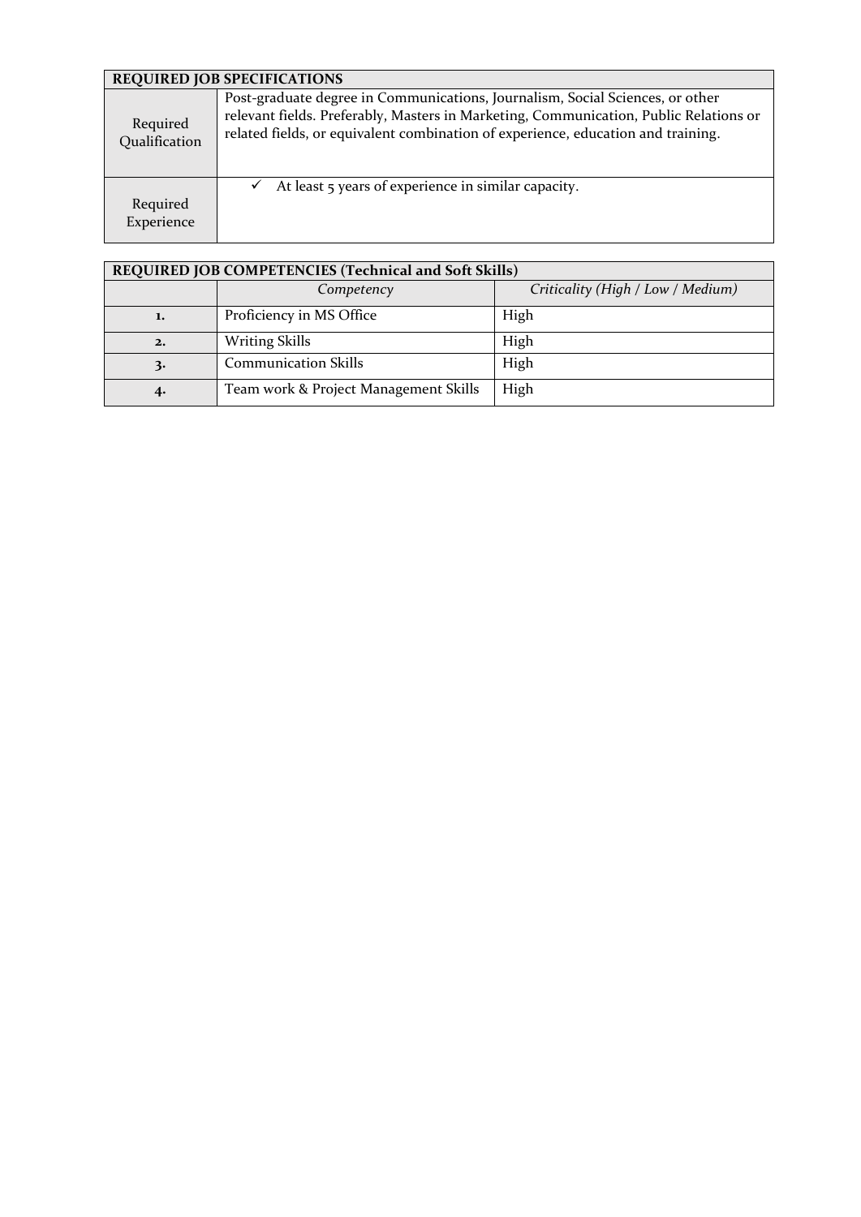| REQUIRED JOB SPECIFICATIONS | |
|---|---|
| Required Qualification | Post-graduate degree in Communications, Journalism, Social Sciences, or other relevant fields. Preferably, Masters in Marketing, Communication, Public Relations or related fields, or equivalent combination of experience, education and training. |
| Required Experience | ✓ At least 5 years of experience in similar capacity. |

| REQUIRED JOB COMPETENCIES (Technical and Soft Skills) | | |
|---|---|---|
| | *Competency* | *Criticality (High / Low / Medium)* |
| 1. | Proficiency in MS Office | High |
| 2. | Writing Skills | High |
| 3. | Communication Skills | High |
| 4. | Team work & Project Management Skills | High |